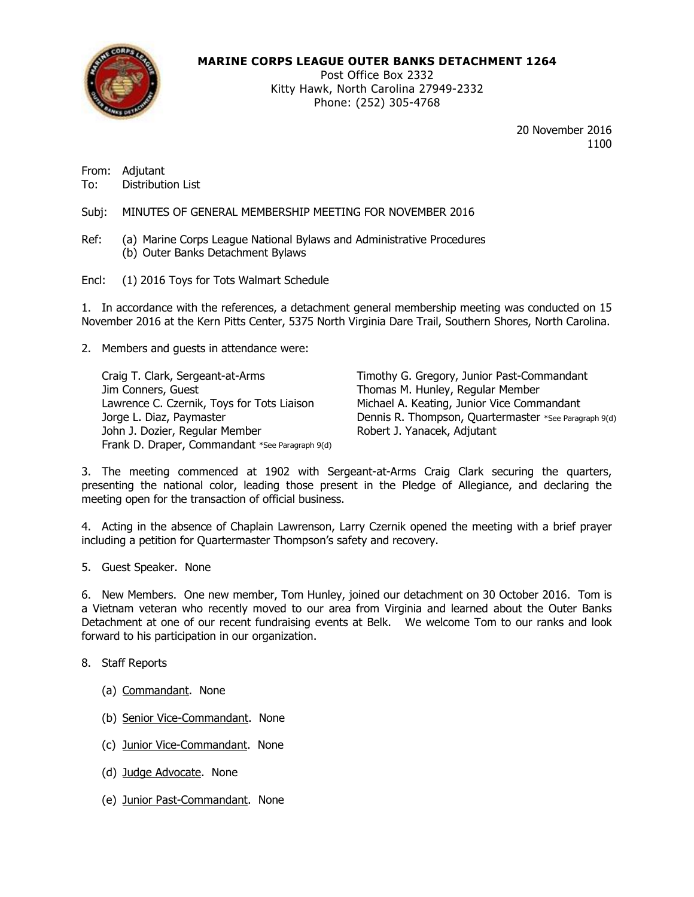**MARINE CORPS LEAGUE OUTER BANKS DETACHMENT 1264**
Post Office Box 2332
Kitty Hawk, North Carolina 27949-2332
Phone: (252) 305-4768

20 November 2016
1100

From: Adjutant
To: Distribution List

Subj: MINUTES OF GENERAL MEMBERSHIP MEETING FOR NOVEMBER 2016

Ref: (a) Marine Corps League National Bylaws and Administrative Procedures
(b) Outer Banks Detachment Bylaws

Encl: (1) 2016 Toys for Tots Walmart Schedule

1. In accordance with the references, a detachment general membership meeting was conducted on 15 November 2016 at the Kern Pitts Center, 5375 North Virginia Dare Trail, Southern Shores, North Carolina.

2. Members and guests in attendance were:

Craig T. Clark, Sergeant-at-Arms
Jim Conners, Guest
Lawrence C. Czernik, Toys for Tots Liaison
Jorge L. Diaz, Paymaster
John J. Dozier, Regular Member
Frank D. Draper, Commandant *See Paragraph 9(d)
Timothy G. Gregory, Junior Past-Commandant
Thomas M. Hunley, Regular Member
Michael A. Keating, Junior Vice Commandant
Dennis R. Thompson, Quartermaster *See Paragraph 9(d)
Robert J. Yanacek, Adjutant

3. The meeting commenced at 1902 with Sergeant-at-Arms Craig Clark securing the quarters, presenting the national color, leading those present in the Pledge of Allegiance, and declaring the meeting open for the transaction of official business.

4. Acting in the absence of Chaplain Lawrenson, Larry Czernik opened the meeting with a brief prayer including a petition for Quartermaster Thompson's safety and recovery.

5. Guest Speaker. None

6. New Members. One new member, Tom Hunley, joined our detachment on 30 October 2016. Tom is a Vietnam veteran who recently moved to our area from Virginia and learned about the Outer Banks Detachment at one of our recent fundraising events at Belk. We welcome Tom to our ranks and look forward to his participation in our organization.

8. Staff Reports

(a) Commandant. None

(b) Senior Vice-Commandant. None

(c) Junior Vice-Commandant. None

(d) Judge Advocate. None

(e) Junior Past-Commandant. None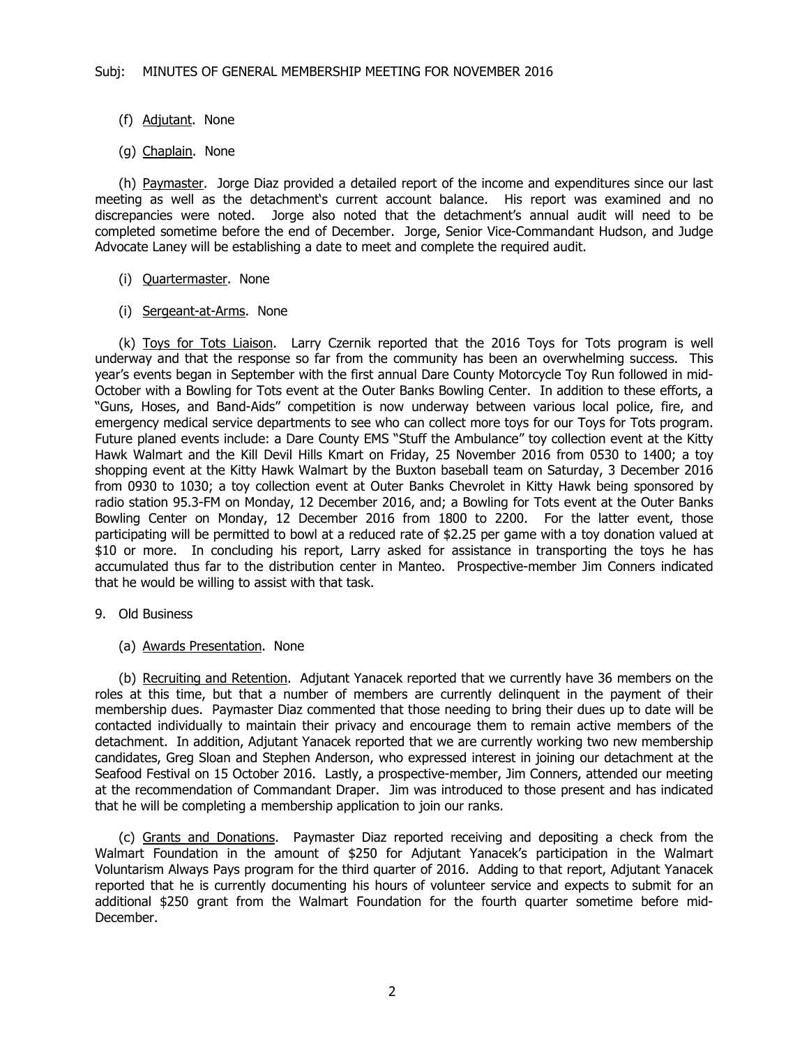Subj: MINUTES OF GENERAL MEMBERSHIP MEETING FOR NOVEMBER 2016

(f) Adjutant. None

(g) Chaplain. None

(h) Paymaster. Jorge Diaz provided a detailed report of the income and expenditures since our last meeting as well as the detachment's current account balance. His report was examined and no discrepancies were noted. Jorge also noted that the detachment's annual audit will need to be completed sometime before the end of December. Jorge, Senior Vice-Commandant Hudson, and Judge Advocate Laney will be establishing a date to meet and complete the required audit.

(i) Quartermaster. None

(i) Sergeant-at-Arms. None

(k) Toys for Tots Liaison. Larry Czernik reported that the 2016 Toys for Tots program is well underway and that the response so far from the community has been an overwhelming success. This year's events began in September with the first annual Dare County Motorcycle Toy Run followed in mid-October with a Bowling for Tots event at the Outer Banks Bowling Center. In addition to these efforts, a "Guns, Hoses, and Band-Aids" competition is now underway between various local police, fire, and emergency medical service departments to see who can collect more toys for our Toys for Tots program. Future planed events include: a Dare County EMS "Stuff the Ambulance" toy collection event at the Kitty Hawk Walmart and the Kill Devil Hills Kmart on Friday, 25 November 2016 from 0530 to 1400; a toy shopping event at the Kitty Hawk Walmart by the Buxton baseball team on Saturday, 3 December 2016 from 0930 to 1030; a toy collection event at Outer Banks Chevrolet in Kitty Hawk being sponsored by radio station 95.3-FM on Monday, 12 December 2016, and; a Bowling for Tots event at the Outer Banks Bowling Center on Monday, 12 December 2016 from 1800 to 2200. For the latter event, those participating will be permitted to bowl at a reduced rate of $2.25 per game with a toy donation valued at $10 or more. In concluding his report, Larry asked for assistance in transporting the toys he has accumulated thus far to the distribution center in Manteo. Prospective-member Jim Conners indicated that he would be willing to assist with that task.

9. Old Business

(a) Awards Presentation. None

(b) Recruiting and Retention. Adjutant Yanacek reported that we currently have 36 members on the roles at this time, but that a number of members are currently delinquent in the payment of their membership dues. Paymaster Diaz commented that those needing to bring their dues up to date will be contacted individually to maintain their privacy and encourage them to remain active members of the detachment. In addition, Adjutant Yanacek reported that we are currently working two new membership candidates, Greg Sloan and Stephen Anderson, who expressed interest in joining our detachment at the Seafood Festival on 15 October 2016. Lastly, a prospective-member, Jim Conners, attended our meeting at the recommendation of Commandant Draper. Jim was introduced to those present and has indicated that he will be completing a membership application to join our ranks.

(c) Grants and Donations. Paymaster Diaz reported receiving and depositing a check from the Walmart Foundation in the amount of $250 for Adjutant Yanacek's participation in the Walmart Voluntarism Always Pays program for the third quarter of 2016. Adding to that report, Adjutant Yanacek reported that he is currently documenting his hours of volunteer service and expects to submit for an additional $250 grant from the Walmart Foundation for the fourth quarter sometime before mid-December.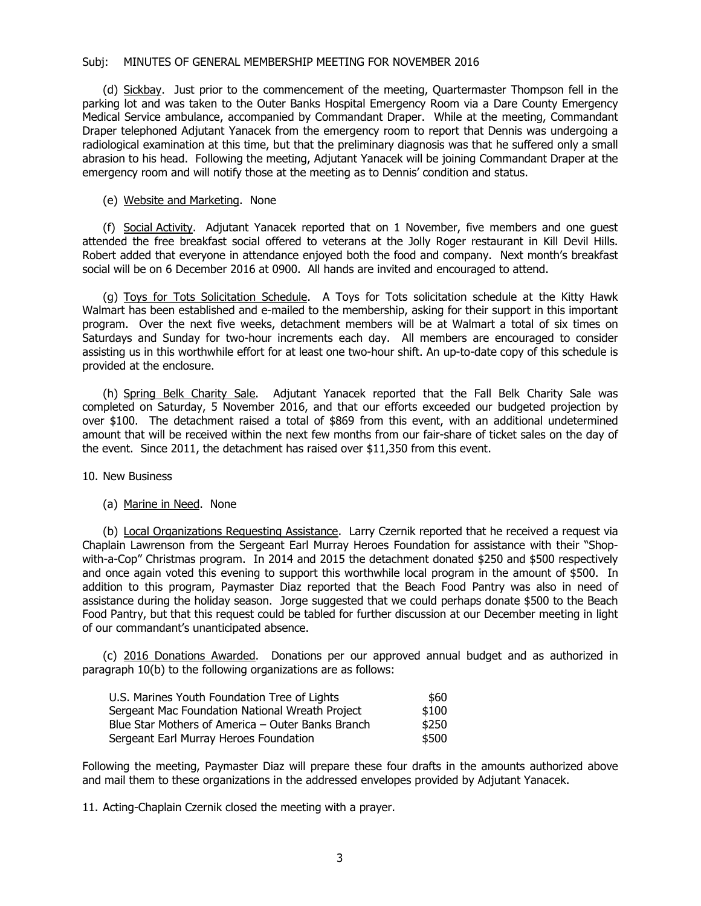Subj: MINUTES OF GENERAL MEMBERSHIP MEETING FOR NOVEMBER 2016

(d) Sickbay. Just prior to the commencement of the meeting, Quartermaster Thompson fell in the parking lot and was taken to the Outer Banks Hospital Emergency Room via a Dare County Emergency Medical Service ambulance, accompanied by Commandant Draper. While at the meeting, Commandant Draper telephoned Adjutant Yanacek from the emergency room to report that Dennis was undergoing a radiological examination at this time, but that the preliminary diagnosis was that he suffered only a small abrasion to his head. Following the meeting, Adjutant Yanacek will be joining Commandant Draper at the emergency room and will notify those at the meeting as to Dennis' condition and status.

(e) Website and Marketing. None

(f) Social Activity. Adjutant Yanacek reported that on 1 November, five members and one guest attended the free breakfast social offered to veterans at the Jolly Roger restaurant in Kill Devil Hills. Robert added that everyone in attendance enjoyed both the food and company. Next month's breakfast social will be on 6 December 2016 at 0900. All hands are invited and encouraged to attend.

(g) Toys for Tots Solicitation Schedule. A Toys for Tots solicitation schedule at the Kitty Hawk Walmart has been established and e-mailed to the membership, asking for their support in this important program. Over the next five weeks, detachment members will be at Walmart a total of six times on Saturdays and Sunday for two-hour increments each day. All members are encouraged to consider assisting us in this worthwhile effort for at least one two-hour shift. An up-to-date copy of this schedule is provided at the enclosure.

(h) Spring Belk Charity Sale. Adjutant Yanacek reported that the Fall Belk Charity Sale was completed on Saturday, 5 November 2016, and that our efforts exceeded our budgeted projection by over $100. The detachment raised a total of $869 from this event, with an additional undetermined amount that will be received within the next few months from our fair-share of ticket sales on the day of the event. Since 2011, the detachment has raised over $11,350 from this event.

10. New Business

(a) Marine in Need. None

(b) Local Organizations Requesting Assistance. Larry Czernik reported that he received a request via Chaplain Lawrenson from the Sergeant Earl Murray Heroes Foundation for assistance with their "Shop-with-a-Cop" Christmas program. In 2014 and 2015 the detachment donated $250 and $500 respectively and once again voted this evening to support this worthwhile local program in the amount of $500. In addition to this program, Paymaster Diaz reported that the Beach Food Pantry was also in need of assistance during the holiday season. Jorge suggested that we could perhaps donate $500 to the Beach Food Pantry, but that this request could be tabled for further discussion at our December meeting in light of our commandant's unanticipated absence.

(c) 2016 Donations Awarded. Donations per our approved annual budget and as authorized in paragraph 10(b) to the following organizations are as follows:

| Organization | Amount |
|---|---|
| U.S. Marines Youth Foundation Tree of Lights | $60 |
| Sergeant Mac Foundation National Wreath Project | $100 |
| Blue Star Mothers of America – Outer Banks Branch | $250 |
| Sergeant Earl Murray Heroes Foundation | $500 |

Following the meeting, Paymaster Diaz will prepare these four drafts in the amounts authorized above and mail them to these organizations in the addressed envelopes provided by Adjutant Yanacek.

11. Acting-Chaplain Czernik closed the meeting with a prayer.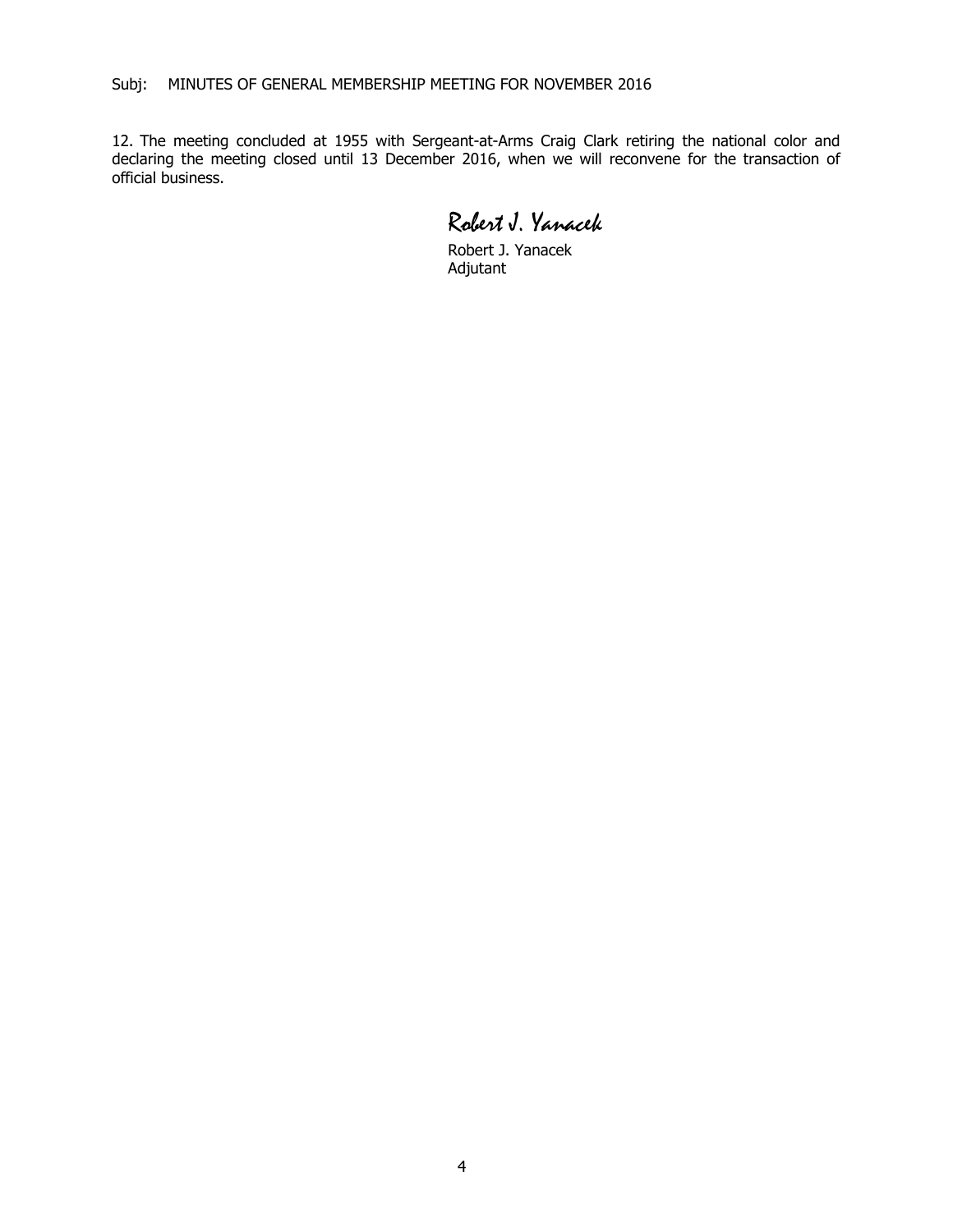Subj: MINUTES OF GENERAL MEMBERSHIP MEETING FOR NOVEMBER 2016

12. The meeting concluded at 1955 with Sergeant-at-Arms Craig Clark retiring the national color and declaring the meeting closed until 13 December 2016, when we will reconvene for the transaction of official business.

*Robert J. Yanacek*

Robert J. Yanacek
Adjutant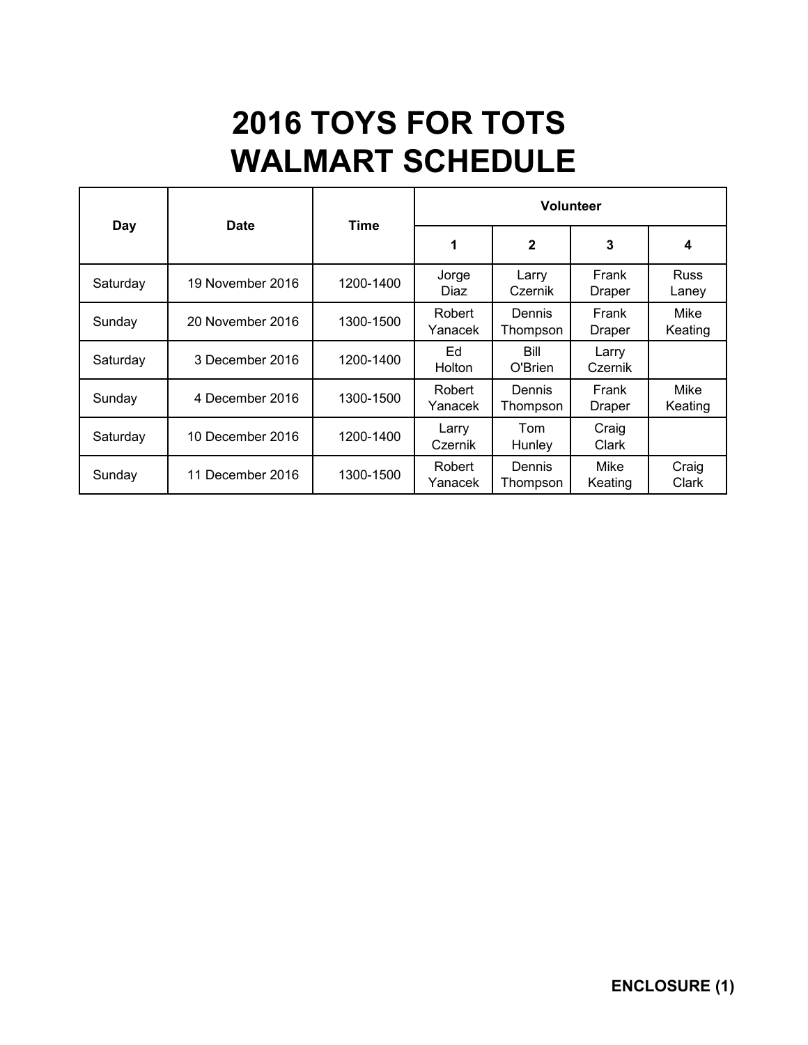# 2016 TOYS FOR TOTS WALMART SCHEDULE

| Day | Date | Time | Volunteer | | | |
|---|---|---|---|---|---|---|
| | | | 1 | 2 | 3 | 4 |
| Saturday | 19 November 2016 | 1200-1400 | Jorge Diaz | Larry Czernik | Frank Draper | Russ Laney |
| Sunday | 20 November 2016 | 1300-1500 | Robert Yanacek | Dennis Thompson | Frank Draper | Mike Keating |
| Saturday | 3 December 2016 | 1200-1400 | Ed Holton | Bill O'Brien | Larry Czernik | |
| Sunday | 4 December 2016 | 1300-1500 | Robert Yanacek | Dennis Thompson | Frank Draper | Mike Keating |
| Saturday | 10 December 2016 | 1200-1400 | Larry Czernik | Tom Hunley | Craig Clark | |
| Sunday | 11 December 2016 | 1300-1500 | Robert Yanacek | Dennis Thompson | Mike Keating | Craig Clark |

**ENCLOSURE (1)**